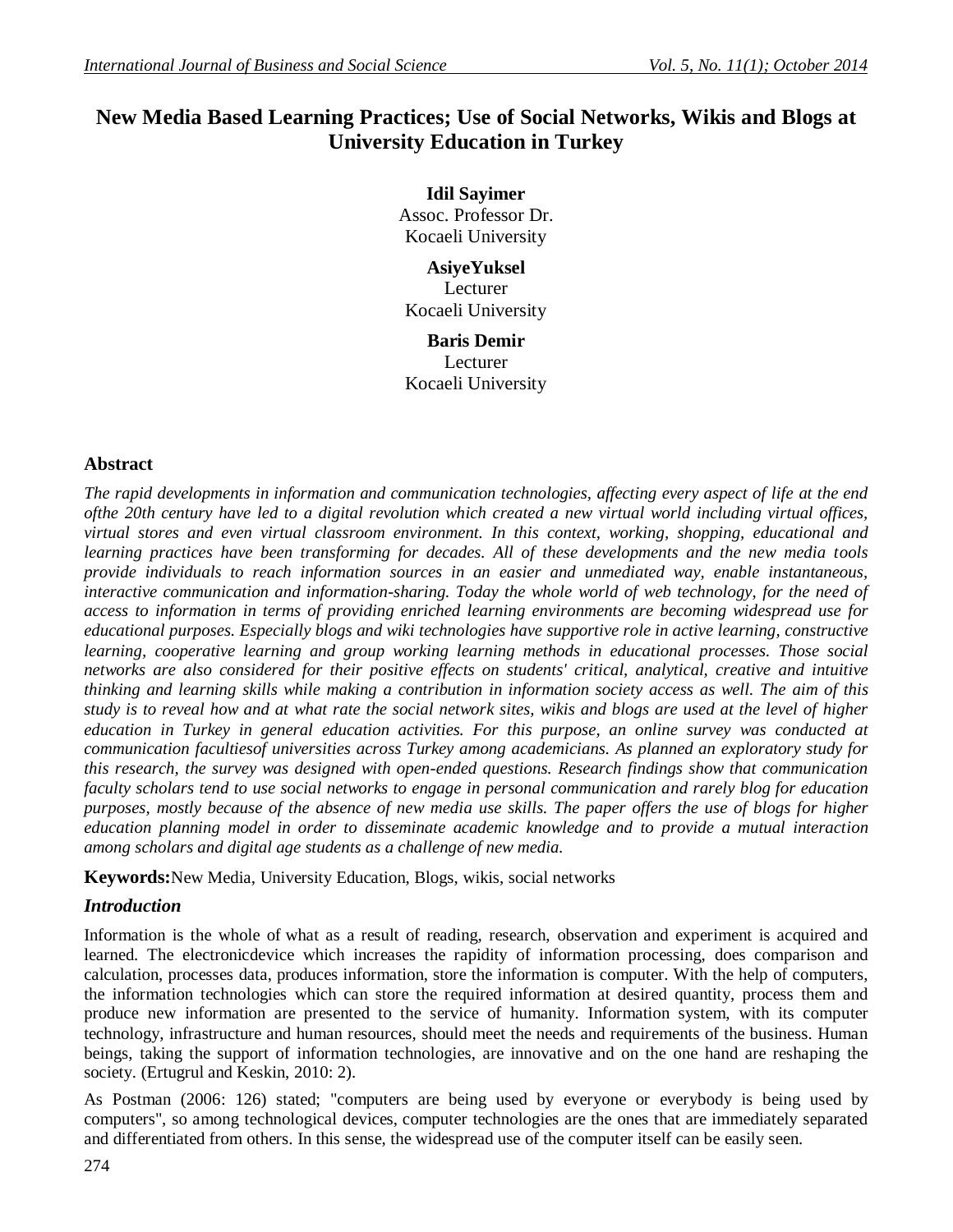# New Media Based Learning Practices; Use of Social Networks, Wikis and Blogs at University Education in Turkey

**Idil Sayimer**
Assoc. Professor Dr.
Kocaeli University

**AsiyeYuksel**
Lecturer
Kocaeli University

**Baris Demir**
Lecturer
Kocaeli University

## Abstract

*The rapid developments in information and communication technologies, affecting every aspect of life at the end ofthe 20th century have led to a digital revolution which created a new virtual world including virtual offices, virtual stores and even virtual classroom environment. In this context, working, shopping, educational and learning practices have been transforming for decades. All of these developments and the new media tools provide individuals to reach information sources in an easier and unmediated way, enable instantaneous, interactive communication and information-sharing. Today the whole world of web technology, for the need of access to information in terms of providing enriched learning environments are becoming widespread use for educational purposes. Especially blogs and wiki technologies have supportive role in active learning, constructive learning, cooperative learning and group working learning methods in educational processes. Those social networks are also considered for their positive effects on students' critical, analytical, creative and intuitive thinking and learning skills while making a contribution in information society access as well. The aim of this study is to reveal how and at what rate the social network sites, wikis and blogs are used at the level of higher education in Turkey in general education activities. For this purpose, an online survey was conducted at communication facultiesof universities across Turkey among academicians. As planned an exploratory study for this research, the survey was designed with open-ended questions. Research findings show that communication faculty scholars tend to use social networks to engage in personal communication and rarely blog for education purposes, mostly because of the absence of new media use skills. The paper offers the use of blogs for higher education planning model in order to disseminate academic knowledge and to provide a mutual interaction among scholars and digital age students as a challenge of new media.*

**Keywords:**New Media, University Education, Blogs, wikis, social networks

## *Introduction*

Information is the whole of what as a result of reading, research, observation and experiment is acquired and learned. The electronicdevice which increases the rapidity of information processing, does comparison and calculation, processes data, produces information, store the information is computer. With the help of computers, the information technologies which can store the required information at desired quantity, process them and produce new information are presented to the service of humanity. Information system, with its computer technology, infrastructure and human resources, should meet the needs and requirements of the business. Human beings, taking the support of information technologies, are innovative and on the one hand are reshaping the society. (Ertugrul and Keskin, 2010: 2).

As Postman (2006: 126) stated; "computers are being used by everyone or everybody is being used by computers", so among technological devices, computer technologies are the ones that are immediately separated and differentiated from others. In this sense, the widespread use of the computer itself can be easily seen.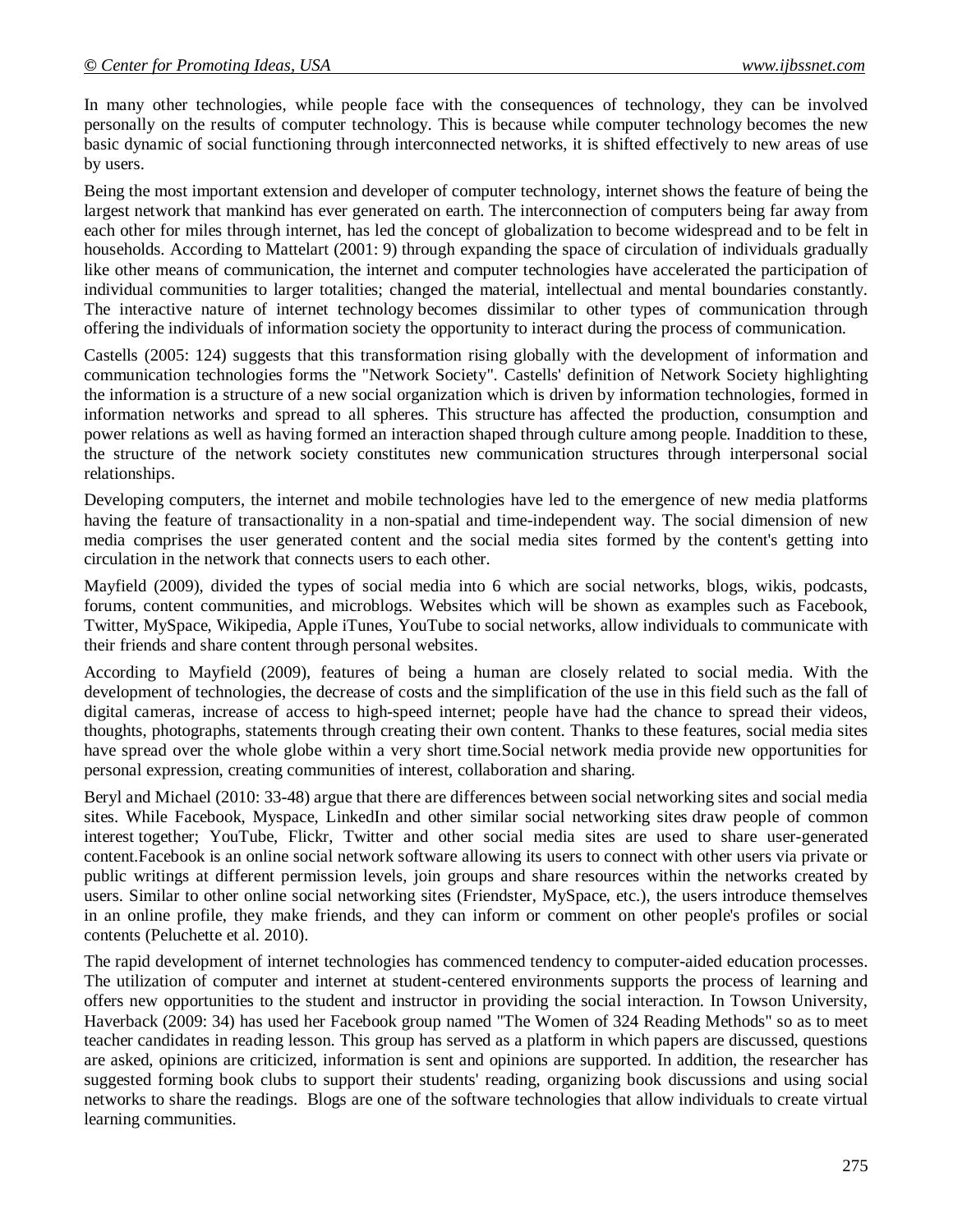In many other technologies, while people face with the consequences of technology, they can be involved personally on the results of computer technology. This is because while computer technology becomes the new basic dynamic of social functioning through interconnected networks, it is shifted effectively to new areas of use by users.

Being the most important extension and developer of computer technology, internet shows the feature of being the largest network that mankind has ever generated on earth. The interconnection of computers being far away from each other for miles through internet, has led the concept of globalization to become widespread and to be felt in households. According to Mattelart (2001: 9) through expanding the space of circulation of individuals gradually like other means of communication, the internet and computer technologies have accelerated the participation of individual communities to larger totalities; changed the material, intellectual and mental boundaries constantly. The interactive nature of internet technology becomes dissimilar to other types of communication through offering the individuals of information society the opportunity to interact during the process of communication.

Castells (2005: 124) suggests that this transformation rising globally with the development of information and communication technologies forms the "Network Society". Castells' definition of Network Society highlighting the information is a structure of a new social organization which is driven by information technologies, formed in information networks and spread to all spheres. This structure has affected the production, consumption and power relations as well as having formed an interaction shaped through culture among people. Inaddition to these, the structure of the network society constitutes new communication structures through interpersonal social relationships.

Developing computers, the internet and mobile technologies have led to the emergence of new media platforms having the feature of transactionality in a non-spatial and time-independent way. The social dimension of new media comprises the user generated content and the social media sites formed by the content's getting into circulation in the network that connects users to each other.

Mayfield (2009), divided the types of social media into 6 which are social networks, blogs, wikis, podcasts, forums, content communities, and microblogs. Websites which will be shown as examples such as Facebook, Twitter, MySpace, Wikipedia, Apple iTunes, YouTube to social networks, allow individuals to communicate with their friends and share content through personal websites.

According to Mayfield (2009), features of being a human are closely related to social media. With the development of technologies, the decrease of costs and the simplification of the use in this field such as the fall of digital cameras, increase of access to high-speed internet; people have had the chance to spread their videos, thoughts, photographs, statements through creating their own content. Thanks to these features, social media sites have spread over the whole globe within a very short time.Social network media provide new opportunities for personal expression, creating communities of interest, collaboration and sharing.

Beryl and Michael (2010: 33-48) argue that there are differences between social networking sites and social media sites. While Facebook, Myspace, LinkedIn and other similar social networking sites draw people of common interest together; YouTube, Flickr, Twitter and other social media sites are used to share user-generated content.Facebook is an online social network software allowing its users to connect with other users via private or public writings at different permission levels, join groups and share resources within the networks created by users. Similar to other online social networking sites (Friendster, MySpace, etc.), the users introduce themselves in an online profile, they make friends, and they can inform or comment on other people's profiles or social contents (Peluchette et al. 2010).

The rapid development of internet technologies has commenced tendency to computer-aided education processes. The utilization of computer and internet at student-centered environments supports the process of learning and offers new opportunities to the student and instructor in providing the social interaction. In Towson University, Haverback (2009: 34) has used her Facebook group named "The Women of 324 Reading Methods" so as to meet teacher candidates in reading lesson. This group has served as a platform in which papers are discussed, questions are asked, opinions are criticized, information is sent and opinions are supported. In addition, the researcher has suggested forming book clubs to support their students' reading, organizing book discussions and using social networks to share the readings. Blogs are one of the software technologies that allow individuals to create virtual learning communities.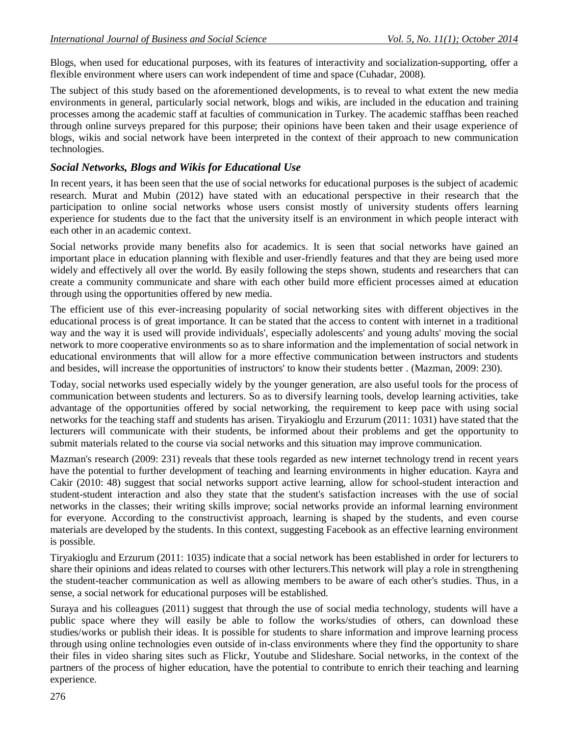Blogs, when used for educational purposes, with its features of interactivity and socialization-supporting, offer a flexible environment where users can work independent of time and space (Cuhadar, 2008).

The subject of this study based on the aforementioned developments, is to reveal to what extent the new media environments in general, particularly social network, blogs and wikis, are included in the education and training processes among the academic staff at faculties of communication in Turkey. The academic staffhas been reached through online surveys prepared for this purpose; their opinions have been taken and their usage experience of blogs, wikis and social network have been interpreted in the context of their approach to new communication technologies.

### *Social Networks, Blogs and Wikis for Educational Use*

In recent years, it has been seen that the use of social networks for educational purposes is the subject of academic research. Murat and Mubin (2012) have stated with an educational perspective in their research that the participation to online social networks whose users consist mostly of university students offers learning experience for students due to the fact that the university itself is an environment in which people interact with each other in an academic context.

Social networks provide many benefits also for academics. It is seen that social networks have gained an important place in education planning with flexible and user-friendly features and that they are being used more widely and effectively all over the world. By easily following the steps shown, students and researchers that can create a community communicate and share with each other build more efficient processes aimed at education through using the opportunities offered by new media.

The efficient use of this ever-increasing popularity of social networking sites with different objectives in the educational process is of great importance. It can be stated that the access to content with internet in a traditional way and the way it is used will provide individuals', especially adolescents' and young adults' moving the social network to more cooperative environments so as to share information and the implementation of social network in educational environments that will allow for a more effective communication between instructors and students and besides, will increase the opportunities of instructors' to know their students better . (Mazman, 2009: 230).

Today, social networks used especially widely by the younger generation, are also useful tools for the process of communication between students and lecturers. So as to diversify learning tools, develop learning activities, take advantage of the opportunities offered by social networking, the requirement to keep pace with using social networks for the teaching staff and students has arisen. Tiryakioglu and Erzurum (2011: 1031) have stated that the lecturers will communicate with their students, be informed about their problems and get the opportunity to submit materials related to the course via social networks and this situation may improve communication.

Mazman's research (2009: 231) reveals that these tools regarded as new internet technology trend in recent years have the potential to further development of teaching and learning environments in higher education. Kayra and Cakir (2010: 48) suggest that social networks support active learning, allow for school-student interaction and student-student interaction and also they state that the student's satisfaction increases with the use of social networks in the classes; their writing skills improve; social networks provide an informal learning environment for everyone. According to the constructivist approach, learning is shaped by the students, and even course materials are developed by the students. In this context, suggesting Facebook as an effective learning environment is possible.

Tiryakioglu and Erzurum (2011: 1035) indicate that a social network has been established in order for lecturers to share their opinions and ideas related to courses with other lecturers.This network will play a role in strengthening the student-teacher communication as well as allowing members to be aware of each other's studies. Thus, in a sense, a social network for educational purposes will be established.

Suraya and his colleagues (2011) suggest that through the use of social media technology, students will have a public space where they will easily be able to follow the works/studies of others, can download these studies/works or publish their ideas. It is possible for students to share information and improve learning process through using online technologies even outside of in-class environments where they find the opportunity to share their files in video sharing sites such as Flickr, Youtube and Slideshare. Social networks, in the context of the partners of the process of higher education, have the potential to contribute to enrich their teaching and learning experience.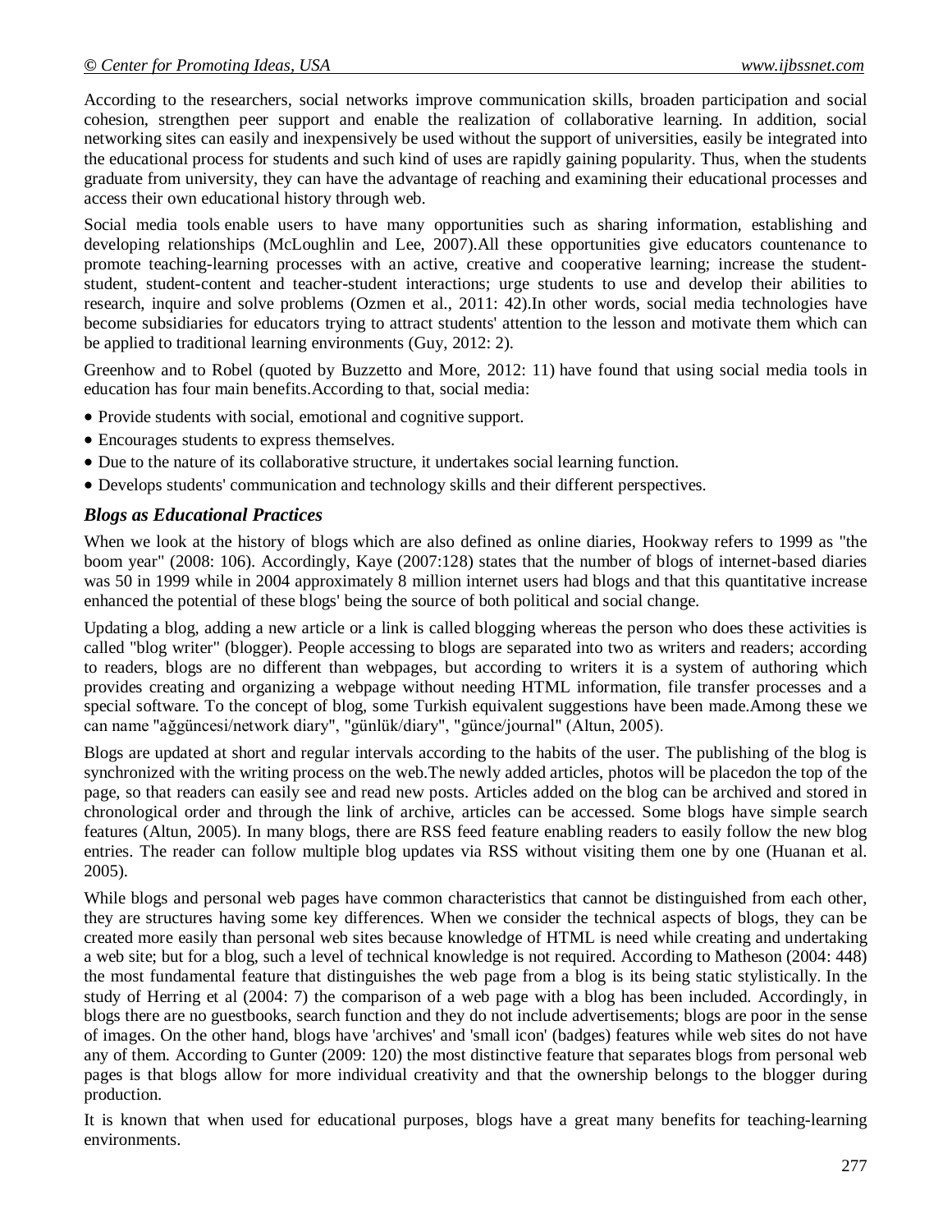According to the researchers, social networks improve communication skills, broaden participation and social cohesion, strengthen peer support and enable the realization of collaborative learning. In addition, social networking sites can easily and inexpensively be used without the support of universities, easily be integrated into the educational process for students and such kind of uses are rapidly gaining popularity. Thus, when the students graduate from university, they can have the advantage of reaching and examining their educational processes and access their own educational history through web.

Social media tools enable users to have many opportunities such as sharing information, establishing and developing relationships (McLoughlin and Lee, 2007).All these opportunities give educators countenance to promote teaching-learning processes with an active, creative and cooperative learning; increase the student-student, student-content and teacher-student interactions; urge students to use and develop their abilities to research, inquire and solve problems (Ozmen et al., 2011: 42).In other words, social media technologies have become subsidiaries for educators trying to attract students' attention to the lesson and motivate them which can be applied to traditional learning environments (Guy, 2012: 2).

Greenhow and to Robel (quoted by Buzzetto and More, 2012: 11) have found that using social media tools in education has four main benefits.According to that, social media:

- Provide students with social, emotional and cognitive support.
- Encourages students to express themselves.
- Due to the nature of its collaborative structure, it undertakes social learning function.
- Develops students' communication and technology skills and their different perspectives.

### *Blogs as Educational Practices*

When we look at the history of blogs which are also defined as online diaries, Hookway refers to 1999 as "the boom year" (2008: 106). Accordingly, Kaye (2007:128) states that the number of blogs of internet-based diaries was 50 in 1999 while in 2004 approximately 8 million internet users had blogs and that this quantitative increase enhanced the potential of these blogs' being the source of both political and social change.

Updating a blog, adding a new article or a link is called blogging whereas the person who does these activities is called "blog writer" (blogger). People accessing to blogs are separated into two as writers and readers; according to readers, blogs are no different than webpages, but according to writers it is a system of authoring which provides creating and organizing a webpage without needing HTML information, file transfer processes and a special software. To the concept of blog, some Turkish equivalent suggestions have been made.Among these we can name "ağgüncesi/network diary", "günlük/diary", "günce/journal" (Altun, 2005).

Blogs are updated at short and regular intervals according to the habits of the user. The publishing of the blog is synchronized with the writing process on the web.The newly added articles, photos will be placedon the top of the page, so that readers can easily see and read new posts. Articles added on the blog can be archived and stored in chronological order and through the link of archive, articles can be accessed. Some blogs have simple search features (Altun, 2005). In many blogs, there are RSS feed feature enabling readers to easily follow the new blog entries. The reader can follow multiple blog updates via RSS without visiting them one by one (Huanan et al. 2005).

While blogs and personal web pages have common characteristics that cannot be distinguished from each other, they are structures having some key differences. When we consider the technical aspects of blogs, they can be created more easily than personal web sites because knowledge of HTML is need while creating and undertaking a web site; but for a blog, such a level of technical knowledge is not required. According to Matheson (2004: 448) the most fundamental feature that distinguishes the web page from a blog is its being static stylistically. In the study of Herring et al (2004: 7) the comparison of a web page with a blog has been included. Accordingly, in blogs there are no guestbooks, search function and they do not include advertisements; blogs are poor in the sense of images. On the other hand, blogs have 'archives' and 'small icon' (badges) features while web sites do not have any of them. According to Gunter (2009: 120) the most distinctive feature that separates blogs from personal web pages is that blogs allow for more individual creativity and that the ownership belongs to the blogger during production.

It is known that when used for educational purposes, blogs have a great many benefits for teaching-learning environments.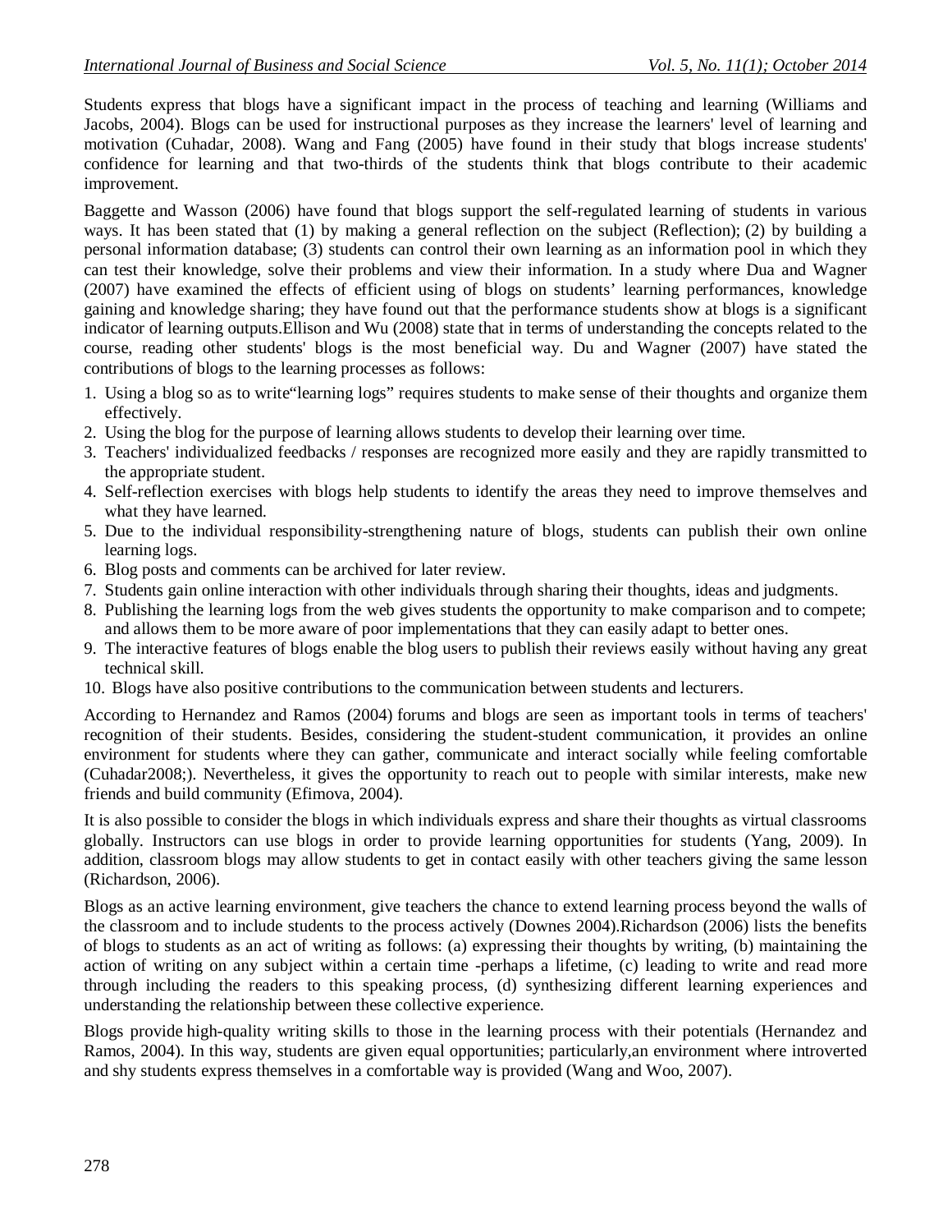Students express that blogs have a significant impact in the process of teaching and learning (Williams and Jacobs, 2004). Blogs can be used for instructional purposes as they increase the learners' level of learning and motivation (Cuhadar, 2008). Wang and Fang (2005) have found in their study that blogs increase students' confidence for learning and that two-thirds of the students think that blogs contribute to their academic improvement.

Baggette and Wasson (2006) have found that blogs support the self-regulated learning of students in various ways. It has been stated that (1) by making a general reflection on the subject (Reflection); (2) by building a personal information database; (3) students can control their own learning as an information pool in which they can test their knowledge, solve their problems and view their information. In a study where Dua and Wagner (2007) have examined the effects of efficient using of blogs on students' learning performances, knowledge gaining and knowledge sharing; they have found out that the performance students show at blogs is a significant indicator of learning outputs.Ellison and Wu (2008) state that in terms of understanding the concepts related to the course, reading other students' blogs is the most beneficial way. Du and Wagner (2007) have stated the contributions of blogs to the learning processes as follows:

1. Using a blog so as to write"learning logs" requires students to make sense of their thoughts and organize them effectively.
2. Using the blog for the purpose of learning allows students to develop their learning over time.
3. Teachers' individualized feedbacks / responses are recognized more easily and they are rapidly transmitted to the appropriate student.
4. Self-reflection exercises with blogs help students to identify the areas they need to improve themselves and what they have learned.
5. Due to the individual responsibility-strengthening nature of blogs, students can publish their own online learning logs.
6. Blog posts and comments can be archived for later review.
7. Students gain online interaction with other individuals through sharing their thoughts, ideas and judgments.
8. Publishing the learning logs from the web gives students the opportunity to make comparison and to compete; and allows them to be more aware of poor implementations that they can easily adapt to better ones.
9. The interactive features of blogs enable the blog users to publish their reviews easily without having any great technical skill.
10. Blogs have also positive contributions to the communication between students and lecturers.

According to Hernandez and Ramos (2004) forums and blogs are seen as important tools in terms of teachers' recognition of their students. Besides, considering the student-student communication, it provides an online environment for students where they can gather, communicate and interact socially while feeling comfortable (Cuhadar2008;). Nevertheless, it gives the opportunity to reach out to people with similar interests, make new friends and build community (Efimova, 2004).

It is also possible to consider the blogs in which individuals express and share their thoughts as virtual classrooms globally. Instructors can use blogs in order to provide learning opportunities for students (Yang, 2009). In addition, classroom blogs may allow students to get in contact easily with other teachers giving the same lesson (Richardson, 2006).

Blogs as an active learning environment, give teachers the chance to extend learning process beyond the walls of the classroom and to include students to the process actively (Downes 2004).Richardson (2006) lists the benefits of blogs to students as an act of writing as follows: (a) expressing their thoughts by writing, (b) maintaining the action of writing on any subject within a certain time -perhaps a lifetime, (c) leading to write and read more through including the readers to this speaking process, (d) synthesizing different learning experiences and understanding the relationship between these collective experience.

Blogs provide high-quality writing skills to those in the learning process with their potentials (Hernandez and Ramos, 2004). In this way, students are given equal opportunities; particularly,an environment where introverted and shy students express themselves in a comfortable way is provided (Wang and Woo, 2007).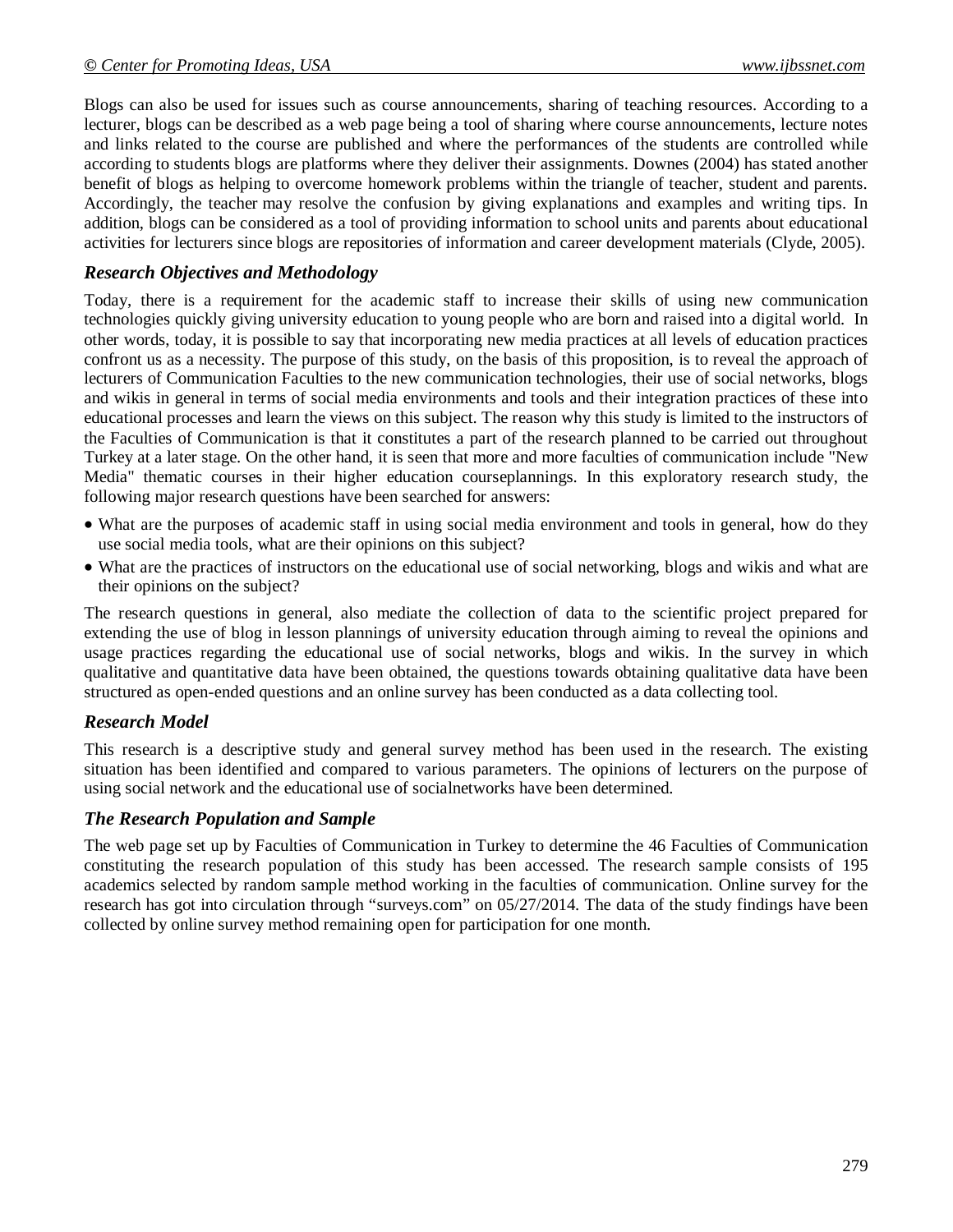Blogs can also be used for issues such as course announcements, sharing of teaching resources. According to a lecturer, blogs can be described as a web page being a tool of sharing where course announcements, lecture notes and links related to the course are published and where the performances of the students are controlled while according to students blogs are platforms where they deliver their assignments. Downes (2004) has stated another benefit of blogs as helping to overcome homework problems within the triangle of teacher, student and parents. Accordingly, the teacher may resolve the confusion by giving explanations and examples and writing tips. In addition, blogs can be considered as a tool of providing information to school units and parents about educational activities for lecturers since blogs are repositories of information and career development materials (Clyde, 2005).

### *Research Objectives and Methodology*

Today, there is a requirement for the academic staff to increase their skills of using new communication technologies quickly giving university education to young people who are born and raised into a digital world. In other words, today, it is possible to say that incorporating new media practices at all levels of education practices confront us as a necessity. The purpose of this study, on the basis of this proposition, is to reveal the approach of lecturers of Communication Faculties to the new communication technologies, their use of social networks, blogs and wikis in general in terms of social media environments and tools and their integration practices of these into educational processes and learn the views on this subject. The reason why this study is limited to the instructors of the Faculties of Communication is that it constitutes a part of the research planned to be carried out throughout Turkey at a later stage. On the other hand, it is seen that more and more faculties of communication include "New Media" thematic courses in their higher education courseplannings. In this exploratory research study, the following major research questions have been searched for answers:

- What are the purposes of academic staff in using social media environment and tools in general, how do they use social media tools, what are their opinions on this subject?
- What are the practices of instructors on the educational use of social networking, blogs and wikis and what are their opinions on the subject?

The research questions in general, also mediate the collection of data to the scientific project prepared for extending the use of blog in lesson plannings of university education through aiming to reveal the opinions and usage practices regarding the educational use of social networks, blogs and wikis. In the survey in which qualitative and quantitative data have been obtained, the questions towards obtaining qualitative data have been structured as open-ended questions and an online survey has been conducted as a data collecting tool.

### *Research Model*

This research is a descriptive study and general survey method has been used in the research. The existing situation has been identified and compared to various parameters. The opinions of lecturers on the purpose of using social network and the educational use of socialnetworks have been determined.

### *The Research Population and Sample*

The web page set up by Faculties of Communication in Turkey to determine the 46 Faculties of Communication constituting the research population of this study has been accessed. The research sample consists of 195 academics selected by random sample method working in the faculties of communication. Online survey for the research has got into circulation through "surveys.com" on 05/27/2014. The data of the study findings have been collected by online survey method remaining open for participation for one month.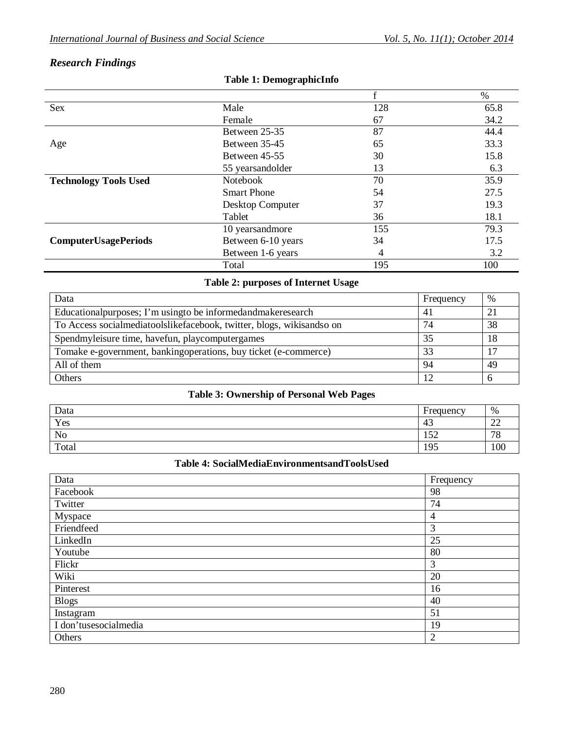### *Research Findings*

**Table 1: DemographicInfo**

| | | f | % |
|---|---|---|---|
| Sex | Male | 128 | 65.8 |
| | Female | 67 | 34.2 |
| Age | Between 25-35 | 87 | 44.4 |
| | Between 35-45 | 65 | 33.3 |
| | Between 45-55 | 30 | 15.8 |
| | 55 yearsandolder | 13 | 6.3 |
| **Technology Tools Used** | Notebook | 70 | 35.9 |
| | Smart Phone | 54 | 27.5 |
| | Desktop Computer | 37 | 19.3 |
| | Tablet | 36 | 18.1 |
| **ComputerUsagePeriods** | 10 yearsandmore | 155 | 79.3 |
| | Between 6-10 years | 34 | 17.5 |
| | Between 1-6 years | 4 | 3.2 |
| | Total | 195 | 100 |

**Table 2: purposes of Internet Usage**

| Data | Frequency | % |
|---|---|---|
| Educationalpurposes; I'm usingto be informedandmakeresearch | 41 | 21 |
| To Access socialmediatoolslikefacebook, twitter, blogs, wikisandso on | 74 | 38 |
| Spendmyleisure time, havefun, playcomputergames | 35 | 18 |
| Tomake e-government, bankingoperations, buy ticket (e-commerce) | 33 | 17 |
| All of them | 94 | 49 |
| Others | 12 | 6 |

**Table 3: Ownership of Personal Web Pages**

| Data | Frequency | % |
|---|---|---|
| Yes | 43 | 22 |
| No | 152 | 78 |
| Total | 195 | 100 |

**Table 4: SocialMediaEnvironmentsandToolsUsed**

| Data | Frequency |
|---|---|
| Facebook | 98 |
| Twitter | 74 |
| Myspace | 4 |
| Friendfeed | 3 |
| LinkedIn | 25 |
| Youtube | 80 |
| Flickr | 3 |
| Wiki | 20 |
| Pinterest | 16 |
| Blogs | 40 |
| Instagram | 51 |
| I don'tusesocialmedia | 19 |
| Others | 2 |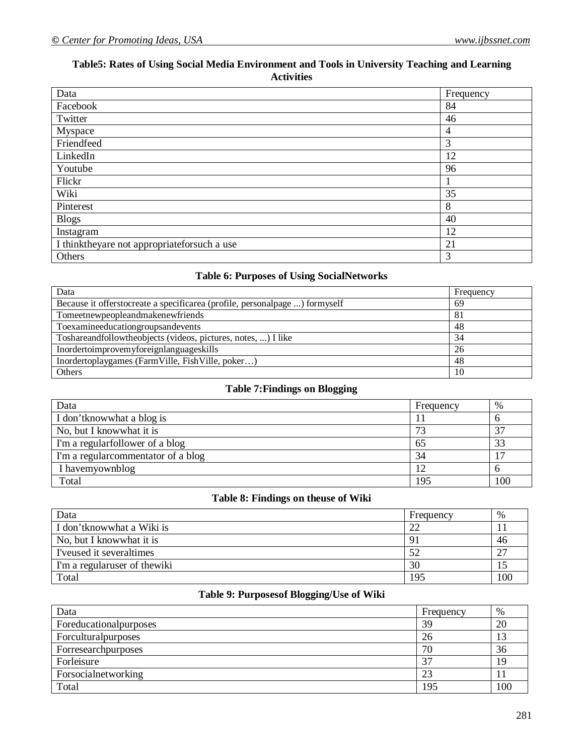**Table5: Rates of Using Social Media Environment and Tools in University Teaching and Learning Activities**

| Data | Frequency |
|---|---|
| Facebook | 84 |
| Twitter | 46 |
| Myspace | 4 |
| Friendfeed | 3 |
| LinkedIn | 12 |
| Youtube | 96 |
| Flickr | 1 |
| Wiki | 35 |
| Pinterest | 8 |
| Blogs | 40 |
| Instagram | 12 |
| I thinktheyare not appropriateforsuch a use | 21 |
| Others | 3 |

**Table 6: Purposes of Using SocialNetworks**

| Data | Frequency |
|---|---|
| Because it offerstocreate a specificarea (profile, personalpage ...) formyself | 69 |
| Tomeetnewpeopleandmakenewfriends | 81 |
| Toexamineeducationgroupsandevents | 48 |
| Toshareandfollowtheobjects (videos, pictures, notes, ...) I like | 34 |
| Inordertoimprovemyforeignlanguageskills | 26 |
| Inordertoplaygames (FarmVille, FishVille, poker…) | 48 |
| Others | 10 |

**Table 7:Findings on Blogging**

| Data | Frequency | % |
|---|---|---|
| I don'tknowwhat a blog is | 11 | 6 |
| No, but I knowwhat it is | 73 | 37 |
| I'm a regularfollower of a blog | 65 | 33 |
| I'm a regularcommentator of a blog | 34 | 17 |
| I havemyownblog | 12 | 6 |
| Total | 195 | 100 |

**Table 8: Findings on theuse of Wiki**

| Data | Frequency | % |
|---|---|---|
| I don'tknowwhat a Wiki is | 22 | 11 |
| No, but I knowwhat it is | 91 | 46 |
| I'veused it severaltimes | 52 | 27 |
| I'm a regularuser of thewiki | 30 | 15 |
| Total | 195 | 100 |

**Table 9: Purposesof Blogging/Use of Wiki**

| Data | Frequency | % |
|---|---|---|
| Foreducationalpurposes | 39 | 20 |
| Forculturalpurposes | 26 | 13 |
| Forresearchpurposes | 70 | 36 |
| Forleisure | 37 | 19 |
| Forsocialnetworking | 23 | 11 |
| Total | 195 | 100 |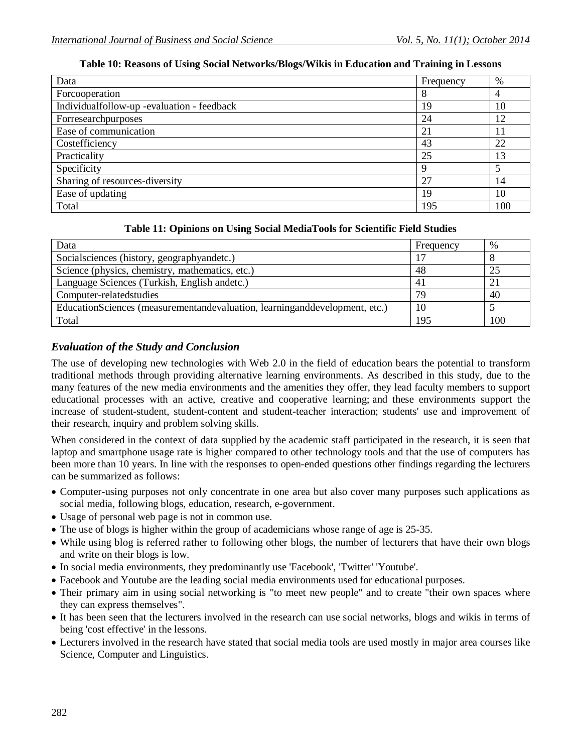**Table 10: Reasons of Using Social Networks/Blogs/Wikis in Education and Training in Lessons**

| Data | Frequency | % |
|---|---|---|
| Forcooperation | 8 | 4 |
| Individualfollow-up -evaluation - feedback | 19 | 10 |
| Forresearchpurposes | 24 | 12 |
| Ease of communication | 21 | 11 |
| Costefficiency | 43 | 22 |
| Practicality | 25 | 13 |
| Specificity | 9 | 5 |
| Sharing of resources-diversity | 27 | 14 |
| Ease of updating | 19 | 10 |
| Total | 195 | 100 |

**Table 11: Opinions on Using Social MediaTools for Scientific Field Studies**

| Data | Frequency | % |
|---|---|---|
| Socialsciences (history, geographyandetc.) | 17 | 8 |
| Science (physics, chemistry, mathematics, etc.) | 48 | 25 |
| Language Sciences (Turkish, English andetc.) | 41 | 21 |
| Computer-relatedstudies | 79 | 40 |
| EducationSciences (measurementandevaluation, learninganddevelopment, etc.) | 10 | 5 |
| Total | 195 | 100 |

## *Evaluation of the Study and Conclusion*

The use of developing new technologies with Web 2.0 in the field of education bears the potential to transform traditional methods through providing alternative learning environments. As described in this study, due to the many features of the new media environments and the amenities they offer, they lead faculty members to support educational processes with an active, creative and cooperative learning; and these environments support the increase of student-student, student-content and student-teacher interaction; students' use and improvement of their research, inquiry and problem solving skills.

When considered in the context of data supplied by the academic staff participated in the research, it is seen that laptop and smartphone usage rate is higher compared to other technology tools and that the use of computers has been more than 10 years. In line with the responses to open-ended questions other findings regarding the lecturers can be summarized as follows:

- Computer-using purposes not only concentrate in one area but also cover many purposes such applications as social media, following blogs, education, research, e-government.
- Usage of personal web page is not in common use.
- The use of blogs is higher within the group of academicians whose range of age is 25-35.
- While using blog is referred rather to following other blogs, the number of lecturers that have their own blogs and write on their blogs is low.
- In social media environments, they predominantly use 'Facebook', 'Twitter' 'Youtube'.
- Facebook and Youtube are the leading social media environments used for educational purposes.
- Their primary aim in using social networking is "to meet new people" and to create "their own spaces where they can express themselves".
- It has been seen that the lecturers involved in the research can use social networks, blogs and wikis in terms of being 'cost effective' in the lessons.
- Lecturers involved in the research have stated that social media tools are used mostly in major area courses like Science, Computer and Linguistics.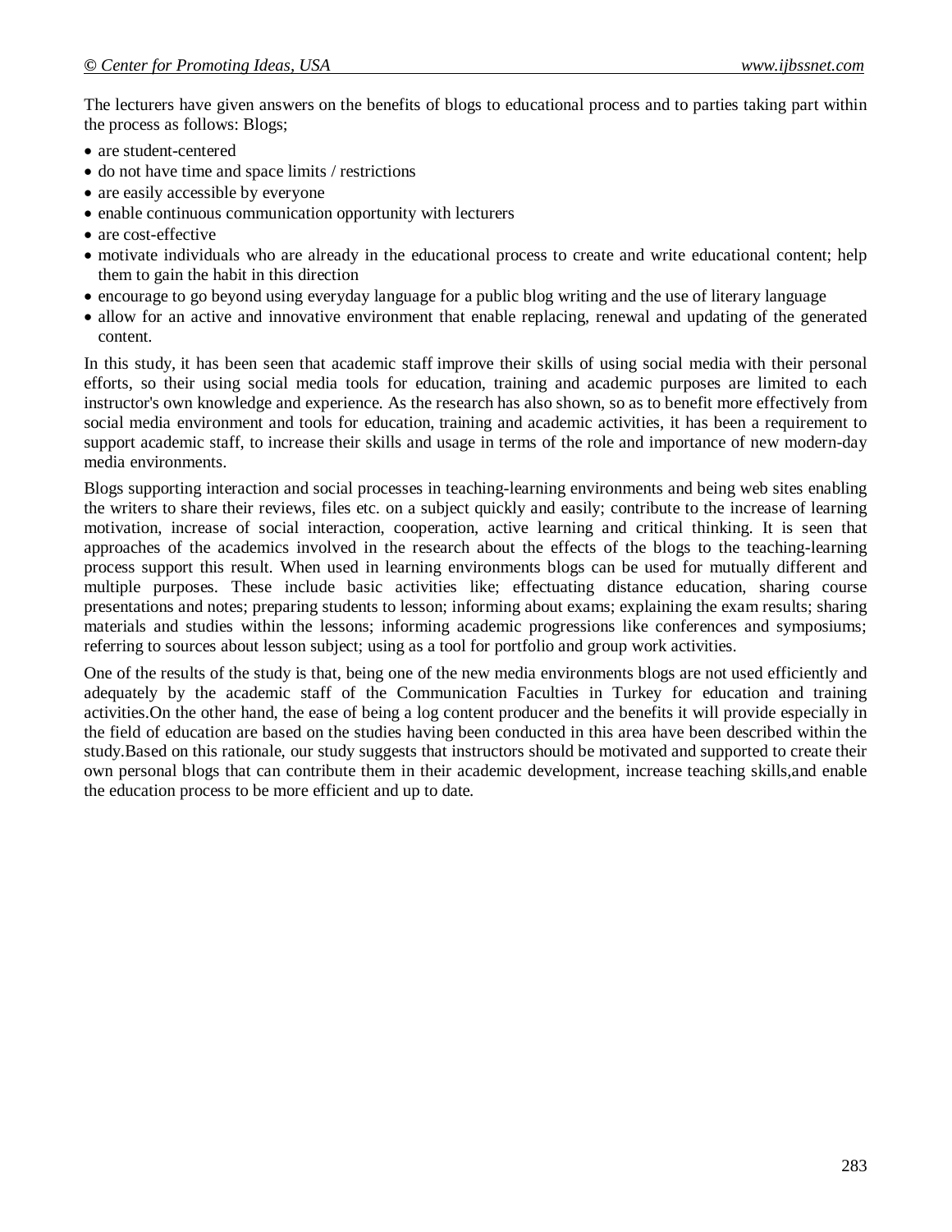The lecturers have given answers on the benefits of blogs to educational process and to parties taking part within the process as follows: Blogs;

- are student-centered
- do not have time and space limits / restrictions
- are easily accessible by everyone
- enable continuous communication opportunity with lecturers
- are cost-effective
- motivate individuals who are already in the educational process to create and write educational content; help them to gain the habit in this direction
- encourage to go beyond using everyday language for a public blog writing and the use of literary language
- allow for an active and innovative environment that enable replacing, renewal and updating of the generated content.

In this study, it has been seen that academic staff improve their skills of using social media with their personal efforts, so their using social media tools for education, training and academic purposes are limited to each instructor's own knowledge and experience. As the research has also shown, so as to benefit more effectively from social media environment and tools for education, training and academic activities, it has been a requirement to support academic staff, to increase their skills and usage in terms of the role and importance of new modern-day media environments.

Blogs supporting interaction and social processes in teaching-learning environments and being web sites enabling the writers to share their reviews, files etc. on a subject quickly and easily; contribute to the increase of learning motivation, increase of social interaction, cooperation, active learning and critical thinking. It is seen that approaches of the academics involved in the research about the effects of the blogs to the teaching-learning process support this result. When used in learning environments blogs can be used for mutually different and multiple purposes. These include basic activities like; effectuating distance education, sharing course presentations and notes; preparing students to lesson; informing about exams; explaining the exam results; sharing materials and studies within the lessons; informing academic progressions like conferences and symposiums; referring to sources about lesson subject; using as a tool for portfolio and group work activities.

One of the results of the study is that, being one of the new media environments blogs are not used efficiently and adequately by the academic staff of the Communication Faculties in Turkey for education and training activities.On the other hand, the ease of being a log content producer and the benefits it will provide especially in the field of education are based on the studies having been conducted in this area have been described within the study.Based on this rationale, our study suggests that instructors should be motivated and supported to create their own personal blogs that can contribute them in their academic development, increase teaching skills,and enable the education process to be more efficient and up to date.